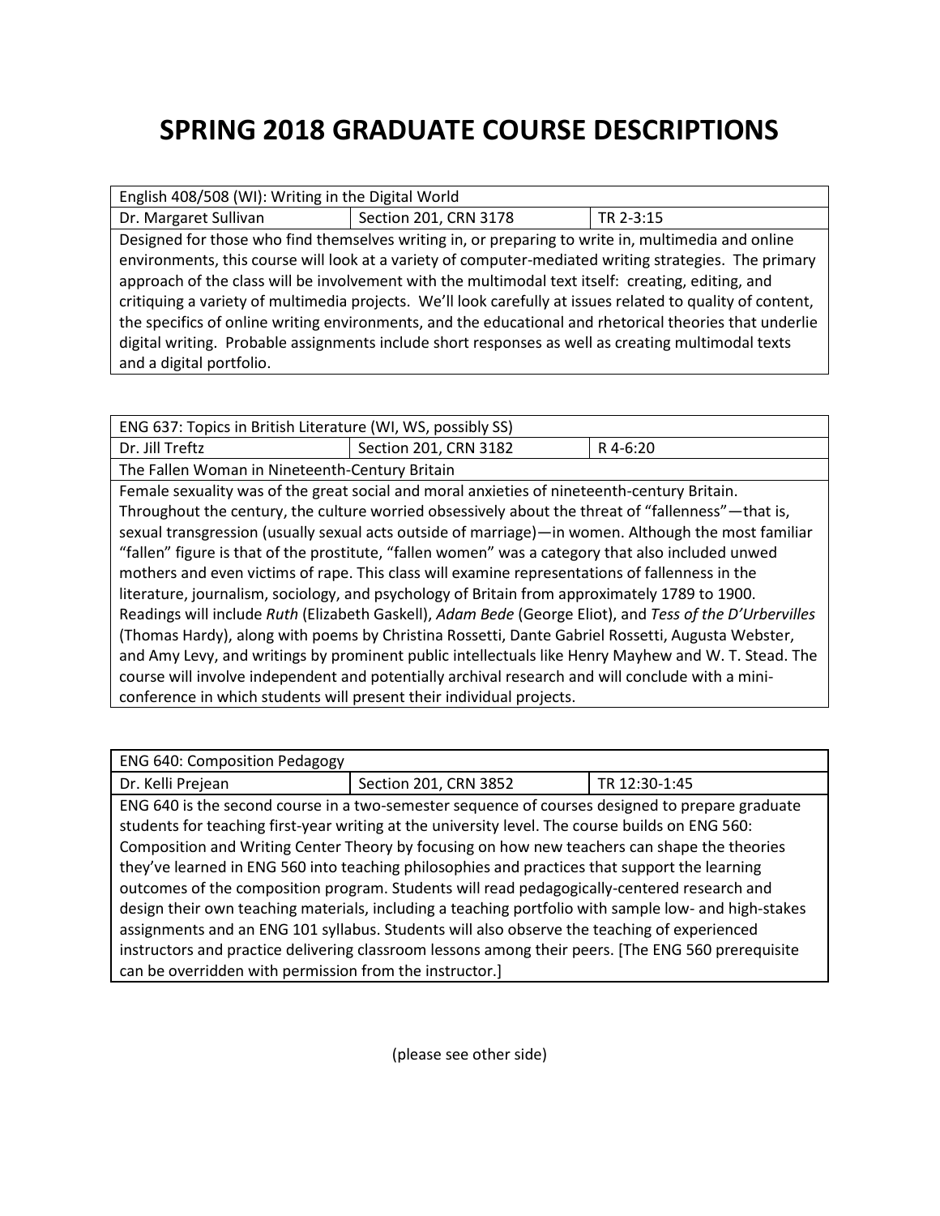# SPRING 2018 GRADUATE COURSE DESCRIPTIONS

| English 408/508 (WI): Writing in the Digital World | | |
|---|---|---|
| Dr. Margaret Sullivan | Section 201, CRN 3178 | TR 2-3:15 |
| Designed for those who find themselves writing in, or preparing to write in, multimedia and online environments, this course will look at a variety of computer-mediated writing strategies. The primary approach of the class will be involvement with the multimodal text itself: creating, editing, and critiquing a variety of multimedia projects. We'll look carefully at issues related to quality of content, the specifics of online writing environments, and the educational and rhetorical theories that underlie digital writing. Probable assignments include short responses as well as creating multimodal texts and a digital portfolio. | | |

| ENG 637: Topics in British Literature (WI, WS, possibly SS) | | |
|---|---|---|
| Dr. Jill Treftz | Section 201, CRN 3182 | R 4-6:20 |
| The Fallen Woman in Nineteenth-Century Britain | | |
| Female sexuality was of the great social and moral anxieties of nineteenth-century Britain. Throughout the century, the culture worried obsessively about the threat of "fallenness"—that is, sexual transgression (usually sexual acts outside of marriage)—in women. Although the most familiar "fallen" figure is that of the prostitute, "fallen women" was a category that also included unwed mothers and even victims of rape. This class will examine representations of fallenness in the literature, journalism, sociology, and psychology of Britain from approximately 1789 to 1900. Readings will include *Ruth* (Elizabeth Gaskell), *Adam Bede* (George Eliot), and *Tess of the D'Urbervilles* (Thomas Hardy), along with poems by Christina Rossetti, Dante Gabriel Rossetti, Augusta Webster, and Amy Levy, and writings by prominent public intellectuals like Henry Mayhew and W. T. Stead. The course will involve independent and potentially archival research and will conclude with a mini-conference in which students will present their individual projects. | | |

| ENG 640: Composition Pedagogy | | |
|---|---|---|
| Dr. Kelli Prejean | Section 201, CRN 3852 | TR 12:30-1:45 |
| ENG 640 is the second course in a two-semester sequence of courses designed to prepare graduate students for teaching first-year writing at the university level. The course builds on ENG 560: Composition and Writing Center Theory by focusing on how new teachers can shape the theories they've learned in ENG 560 into teaching philosophies and practices that support the learning outcomes of the composition program. Students will read pedagogically-centered research and design their own teaching materials, including a teaching portfolio with sample low- and high-stakes assignments and an ENG 101 syllabus. Students will also observe the teaching of experienced instructors and practice delivering classroom lessons among their peers. [The ENG 560 prerequisite can be overridden with permission from the instructor.] | | |

(please see other side)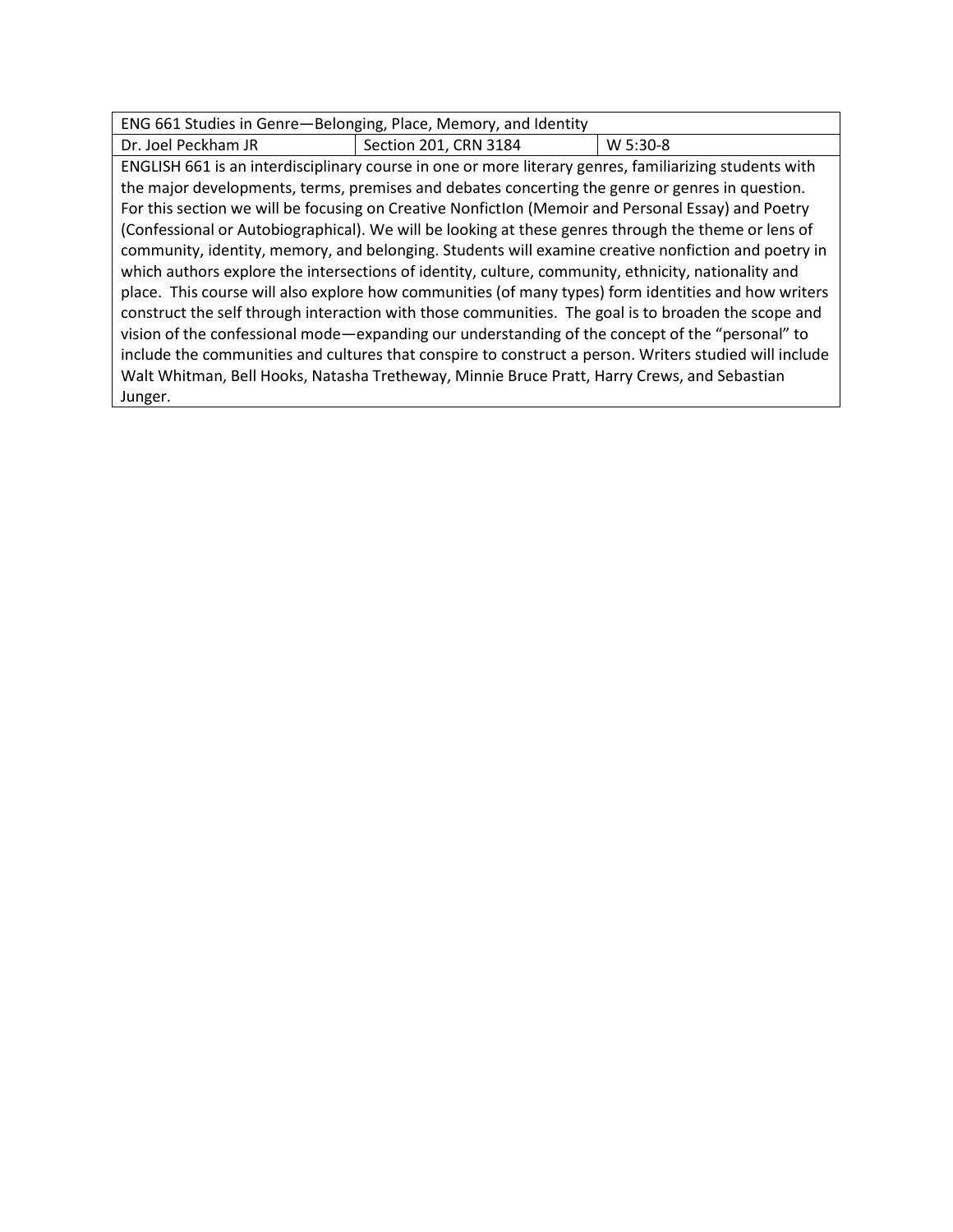| ENG 661 Studies in Genre—Belonging, Place, Memory, and Identity | | |
| --- | --- | --- |
| Dr. Joel Peckham JR | Section 201, CRN 3184 | W 5:30-8 |

ENGLISH 661 is an interdisciplinary course in one or more literary genres, familiarizing students with the major developments, terms, premises and debates concerning the genre or genres in question. For this section we will be focusing on Creative NonfictIon (Memoir and Personal Essay) and Poetry (Confessional or Autobiographical). We will be looking at these genres through the theme or lens of community, identity, memory, and belonging. Students will examine creative nonfiction and poetry in which authors explore the intersections of identity, culture, community, ethnicity, nationality and place. This course will also explore how communities (of many types) form identities and how writers construct the self through interaction with those communities. The goal is to broaden the scope and vision of the confessional mode—expanding our understanding of the concept of the "personal" to include the communities and cultures that conspire to construct a person. Writers studied will include Walt Whitman, Bell Hooks, Natasha Tretheway, Minnie Bruce Pratt, Harry Crews, and Sebastian Junger.